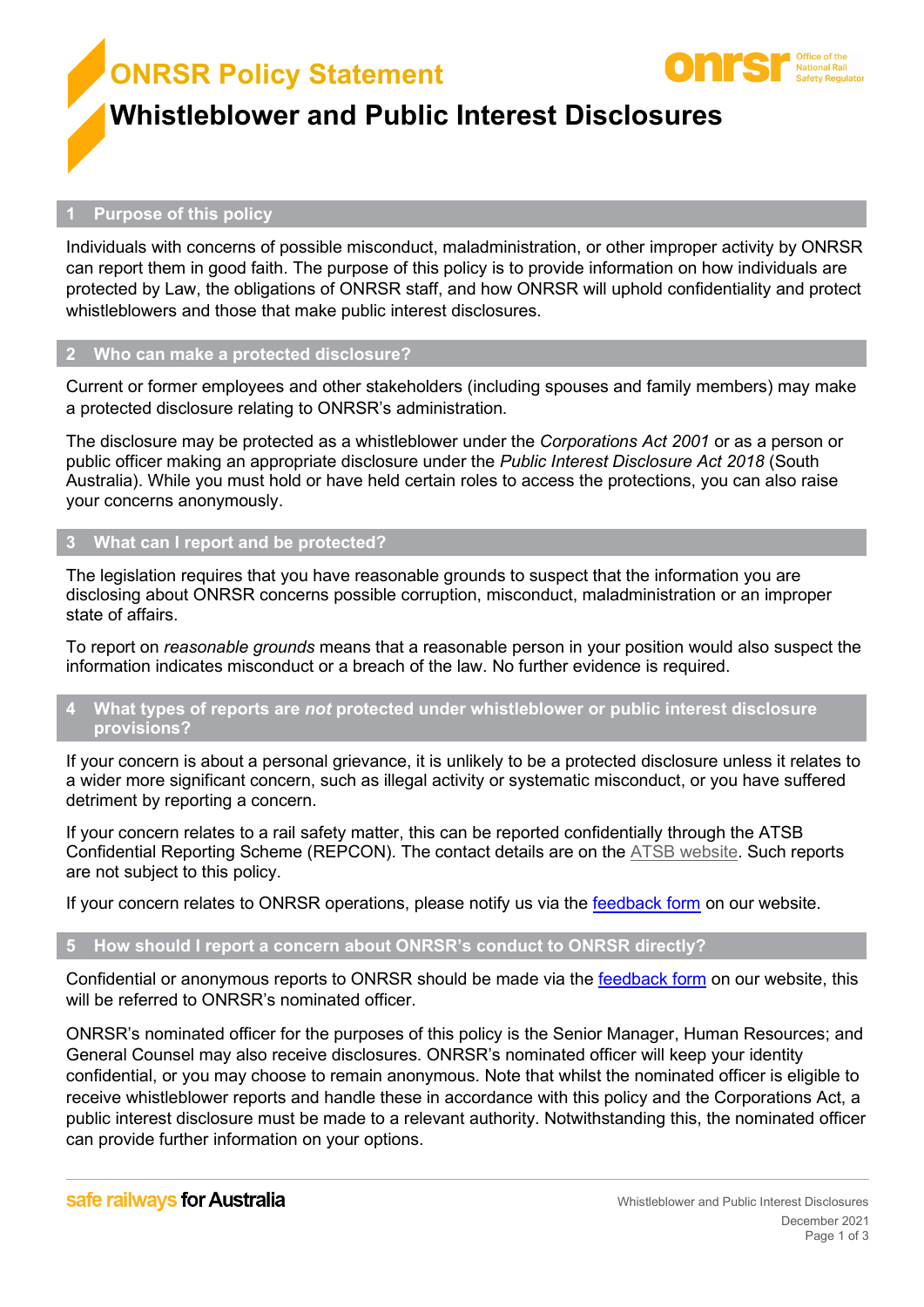# ONRSR Policy Statement

# Whistleblower and Public Interest Disclosures

## 1 Purpose of this policy

Individuals with concerns of possible misconduct, maladministration, or other improper activity by ONRSR can report them in good faith. The purpose of this policy is to provide information on how individuals are protected by Law, the obligations of ONRSR staff, and how ONRSR will uphold confidentiality and protect whistleblowers and those that make public interest disclosures.

## 2 Who can make a protected disclosure?

Current or former employees and other stakeholders (including spouses and family members) may make a protected disclosure relating to ONRSR's administration.

The disclosure may be protected as a whistleblower under the *Corporations Act 2001* or as a person or public officer making an appropriate disclosure under the *Public Interest Disclosure Act 2018* (South Australia). While you must hold or have held certain roles to access the protections, you can also raise your concerns anonymously.

## 3 What can I report and be protected?

The legislation requires that you have reasonable grounds to suspect that the information you are disclosing about ONRSR concerns possible corruption, misconduct, maladministration or an improper state of affairs.

To report on *reasonable grounds* means that a reasonable person in your position would also suspect the information indicates misconduct or a breach of the law. No further evidence is required.

## 4 What types of reports are *not* protected under whistleblower or public interest disclosure provisions?

If your concern is about a personal grievance, it is unlikely to be a protected disclosure unless it relates to a wider more significant concern, such as illegal activity or systematic misconduct, or you have suffered detriment by reporting a concern.

If your concern relates to a rail safety matter, this can be reported confidentially through the ATSB Confidential Reporting Scheme (REPCON). The contact details are on the ATSB website. Such reports are not subject to this policy.

If your concern relates to ONRSR operations, please notify us via the feedback form on our website.

## 5 How should I report a concern about ONRSR's conduct to ONRSR directly?

Confidential or anonymous reports to ONRSR should be made via the feedback form on our website, this will be referred to ONRSR's nominated officer.

ONRSR's nominated officer for the purposes of this policy is the Senior Manager, Human Resources; and General Counsel may also receive disclosures. ONRSR's nominated officer will keep your identity confidential, or you may choose to remain anonymous. Note that whilst the nominated officer is eligible to receive whistleblower reports and handle these in accordance with this policy and the Corporations Act, a public interest disclosure must be made to a relevant authority. Notwithstanding this, the nominated officer can provide further information on your options.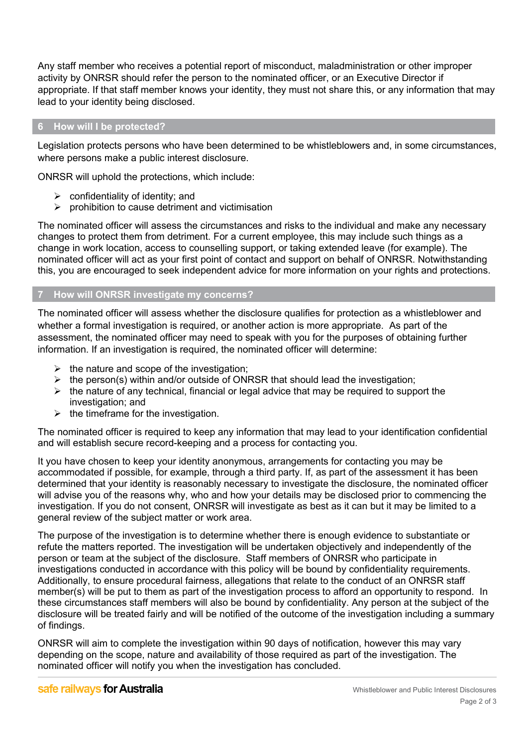Any staff member who receives a potential report of misconduct, maladministration or other improper activity by ONRSR should refer the person to the nominated officer, or an Executive Director if appropriate. If that staff member knows your identity, they must not share this, or any information that may lead to your identity being disclosed.

## 6 How will I be protected?

Legislation protects persons who have been determined to be whistleblowers and, in some circumstances, where persons make a public interest disclosure.

ONRSR will uphold the protections, which include:

- confidentiality of identity; and
- prohibition to cause detriment and victimisation

The nominated officer will assess the circumstances and risks to the individual and make any necessary changes to protect them from detriment. For a current employee, this may include such things as a change in work location, access to counselling support, or taking extended leave (for example). The nominated officer will act as your first point of contact and support on behalf of ONRSR. Notwithstanding this, you are encouraged to seek independent advice for more information on your rights and protections.

## 7 How will ONRSR investigate my concerns?

The nominated officer will assess whether the disclosure qualifies for protection as a whistleblower and whether a formal investigation is required, or another action is more appropriate. As part of the assessment, the nominated officer may need to speak with you for the purposes of obtaining further information. If an investigation is required, the nominated officer will determine:

- the nature and scope of the investigation;
- the person(s) within and/or outside of ONRSR that should lead the investigation;
- the nature of any technical, financial or legal advice that may be required to support the investigation; and
- the timeframe for the investigation.

The nominated officer is required to keep any information that may lead to your identification confidential and will establish secure record-keeping and a process for contacting you.

It you have chosen to keep your identity anonymous, arrangements for contacting you may be accommodated if possible, for example, through a third party. If, as part of the assessment it has been determined that your identity is reasonably necessary to investigate the disclosure, the nominated officer will advise you of the reasons why, who and how your details may be disclosed prior to commencing the investigation. If you do not consent, ONRSR will investigate as best as it can but it may be limited to a general review of the subject matter or work area.

The purpose of the investigation is to determine whether there is enough evidence to substantiate or refute the matters reported. The investigation will be undertaken objectively and independently of the person or team at the subject of the disclosure. Staff members of ONRSR who participate in investigations conducted in accordance with this policy will be bound by confidentiality requirements. Additionally, to ensure procedural fairness, allegations that relate to the conduct of an ONRSR staff member(s) will be put to them as part of the investigation process to afford an opportunity to respond. In these circumstances staff members will also be bound by confidentiality. Any person at the subject of the disclosure will be treated fairly and will be notified of the outcome of the investigation including a summary of findings.

ONRSR will aim to complete the investigation within 90 days of notification, however this may vary depending on the scope, nature and availability of those required as part of the investigation. The nominated officer will notify you when the investigation has concluded.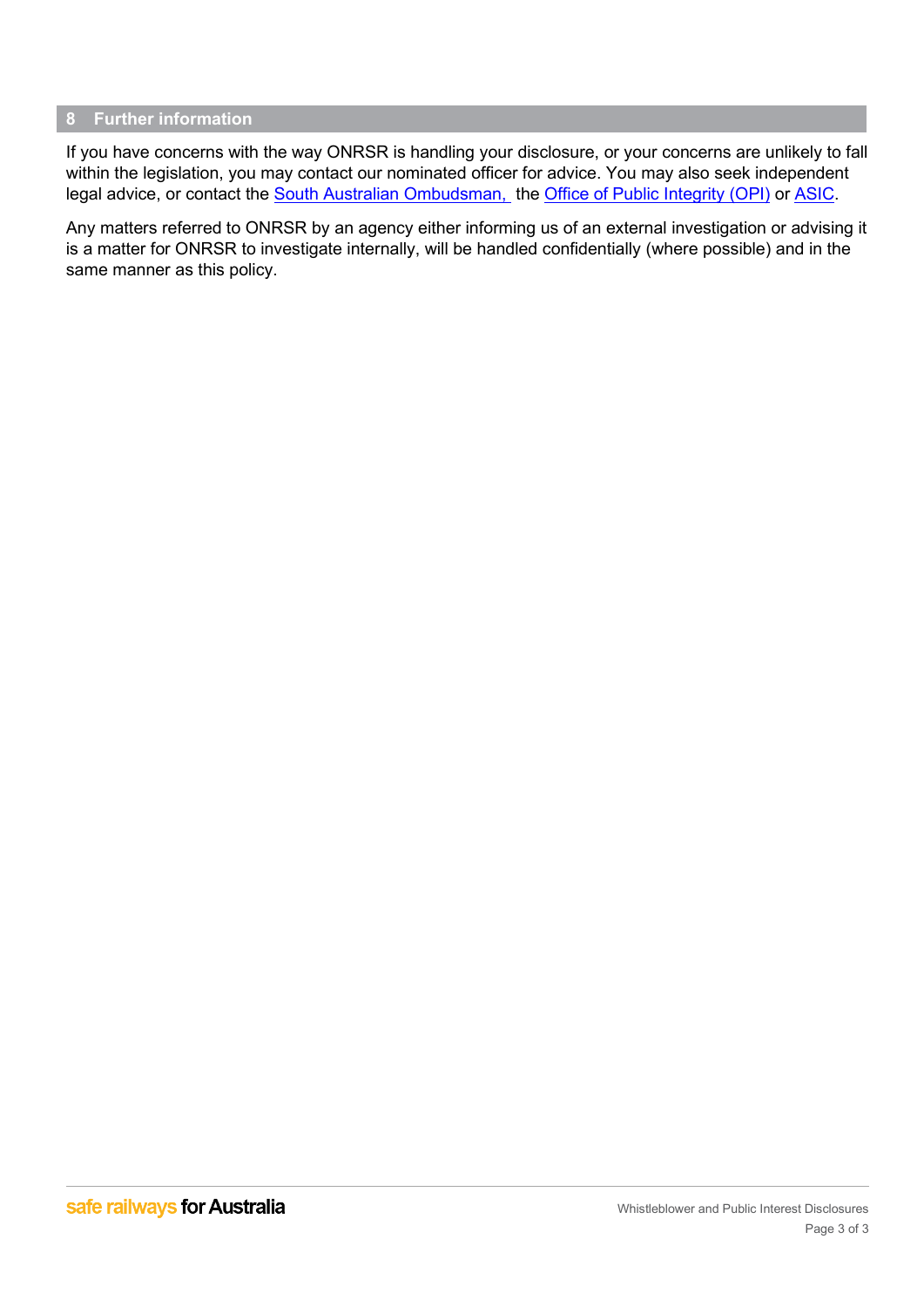## 8 Further information

If you have concerns with the way ONRSR is handling your disclosure, or your concerns are unlikely to fall within the legislation, you may contact our nominated officer for advice. You may also seek independent legal advice, or contact the South Australian Ombudsman, the Office of Public Integrity (OPI) or ASIC.

Any matters referred to ONRSR by an agency either informing us of an external investigation or advising it is a matter for ONRSR to investigate internally, will be handled confidentially (where possible) and in the same manner as this policy.